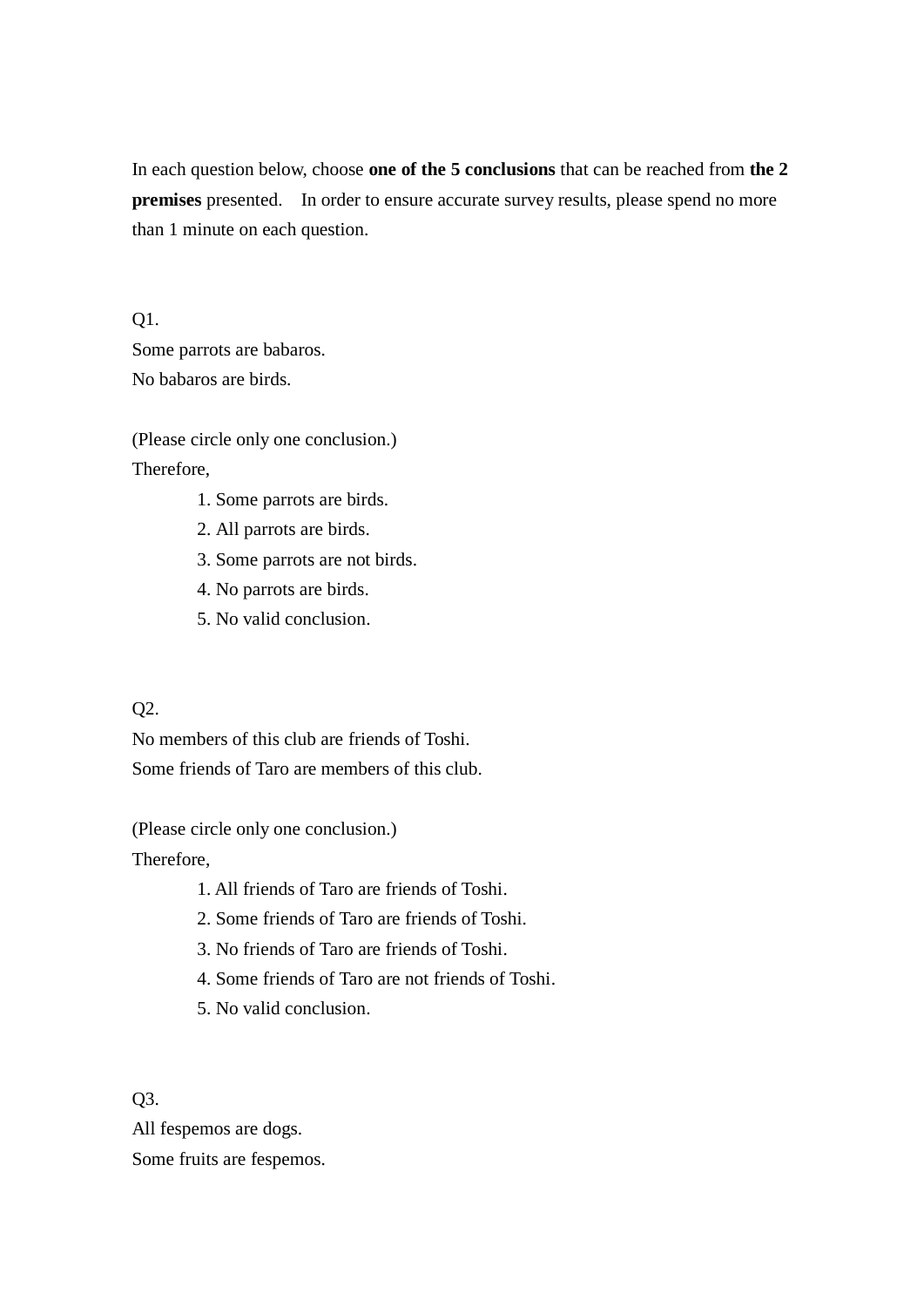In each question below, choose **one of the 5 conclusions** that can be reached from **the 2 premises** presented. In order to ensure accurate survey results, please spend no more than 1 minute on each question.

Q1.
Some parrots are babaros.
No babaros are birds.

(Please circle only one conclusion.)
Therefore,

1. Some parrots are birds.
2. All parrots are birds.
3. Some parrots are not birds.
4. No parrots are birds.
5. No valid conclusion.

Q2.
No members of this club are friends of Toshi.
Some friends of Taro are members of this club.

(Please circle only one conclusion.)
Therefore,

1. All friends of Taro are friends of Toshi.
2. Some friends of Taro are friends of Toshi.
3. No friends of Taro are friends of Toshi.
4. Some friends of Taro are not friends of Toshi.
5. No valid conclusion.

Q3.
All fespemos are dogs.
Some fruits are fespemos.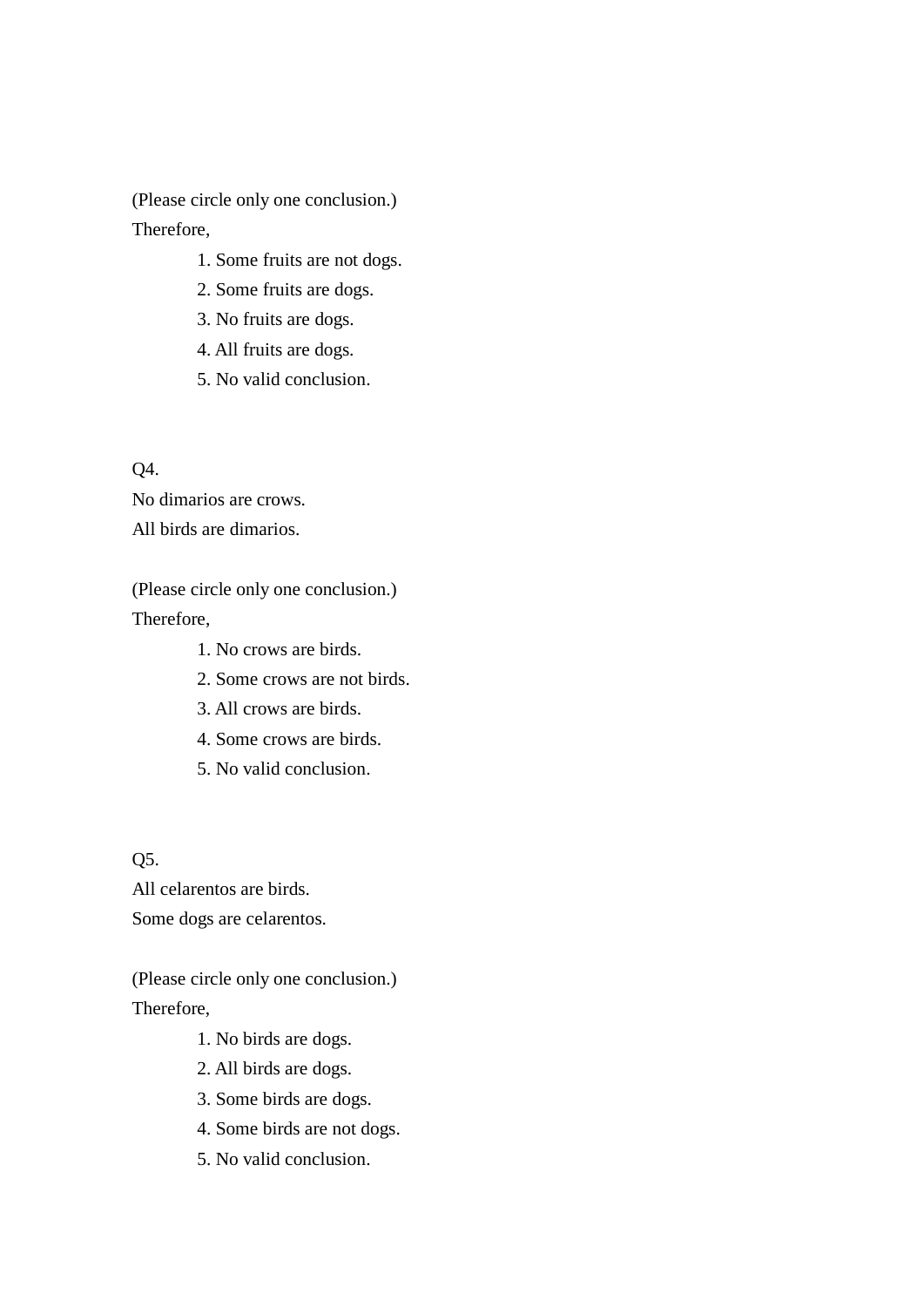(Please circle only one conclusion.)

Therefore,

1. Some fruits are not dogs.
2. Some fruits are dogs.
3. No fruits are dogs.
4. All fruits are dogs.
5. No valid conclusion.

Q4.

No dimarios are crows.

All birds are dimarios.

(Please circle only one conclusion.)

Therefore,

1. No crows are birds.
2. Some crows are not birds.
3. All crows are birds.
4. Some crows are birds.
5. No valid conclusion.

Q5.

All celarentos are birds.

Some dogs are celarentos.

(Please circle only one conclusion.)

Therefore,

1. No birds are dogs.
2. All birds are dogs.
3. Some birds are dogs.
4. Some birds are not dogs.
5. No valid conclusion.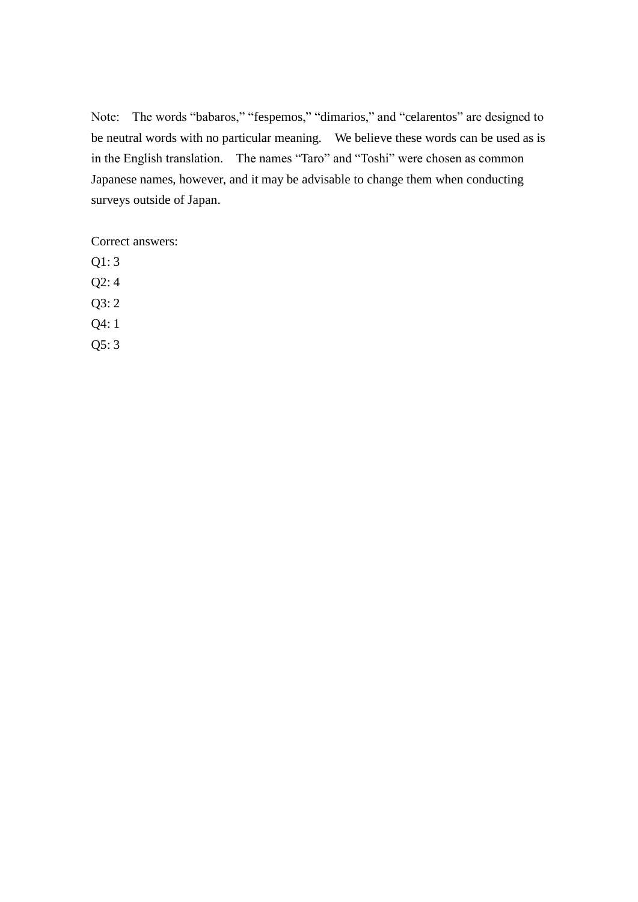Note: The words "babaros," "fespemos," "dimarios," and "celarentos" are designed to be neutral words with no particular meaning. We believe these words can be used as is in the English translation. The names "Taro" and "Toshi" were chosen as common Japanese names, however, and it may be advisable to change them when conducting surveys outside of Japan.

Correct answers:

Q1: 3

Q2: 4

Q3: 2

Q4: 1

Q5: 3